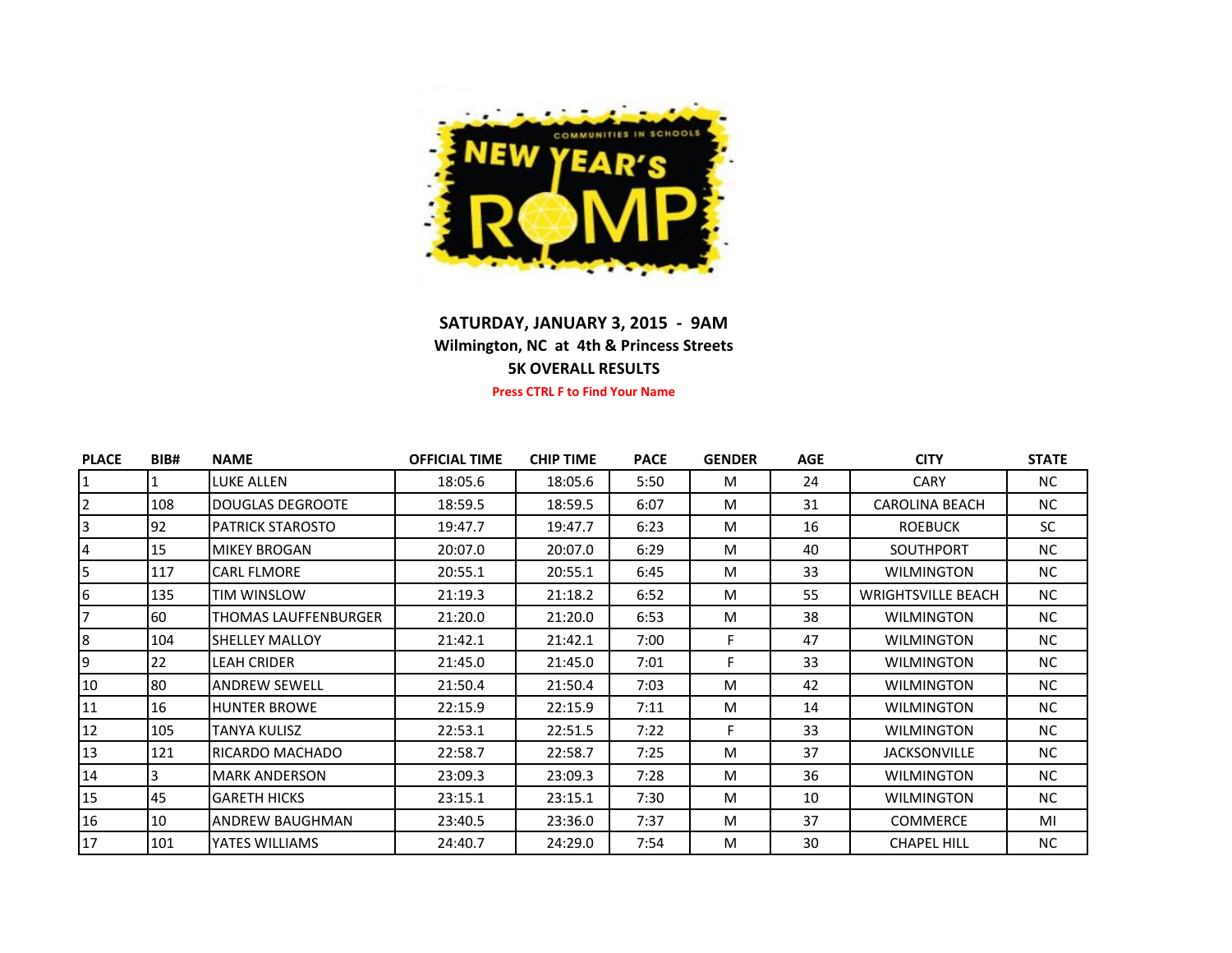COMMUNITIES IN SCHOOLS NEW YEAR'S ROMP

**SATURDAY, JANUARY 3, 2015 - 9AM**

**Wilmington, NC at 4th & Princess Streets**

**5K OVERALL RESULTS**

**Press CTRL F to Find Your Name**

| PLACE | BIB# | NAME | OFFICIAL TIME | CHIP TIME | PACE | GENDER | AGE | CITY | STATE |
|---|---|---|---|---|---|---|---|---|---|
| 1 | 1 | LUKE ALLEN | 18:05.6 | 18:05.6 | 5:50 | M | 24 | CARY | NC |
| 2 | 108 | DOUGLAS DEGROOTE | 18:59.5 | 18:59.5 | 6:07 | M | 31 | CAROLINA BEACH | NC |
| 3 | 92 | PATRICK STAROSTO | 19:47.7 | 19:47.7 | 6:23 | M | 16 | ROEBUCK | SC |
| 4 | 15 | MIKEY BROGAN | 20:07.0 | 20:07.0 | 6:29 | M | 40 | SOUTHPORT | NC |
| 5 | 117 | CARL FLMORE | 20:55.1 | 20:55.1 | 6:45 | M | 33 | WILMINGTON | NC |
| 6 | 135 | TIM WINSLOW | 21:19.3 | 21:18.2 | 6:52 | M | 55 | WRIGHTSVILLE BEACH | NC |
| 7 | 60 | THOMAS LAUFFENBURGER | 21:20.0 | 21:20.0 | 6:53 | M | 38 | WILMINGTON | NC |
| 8 | 104 | SHELLEY MALLOY | 21:42.1 | 21:42.1 | 7:00 | F | 47 | WILMINGTON | NC |
| 9 | 22 | LEAH CRIDER | 21:45.0 | 21:45.0 | 7:01 | F | 33 | WILMINGTON | NC |
| 10 | 80 | ANDREW SEWELL | 21:50.4 | 21:50.4 | 7:03 | M | 42 | WILMINGTON | NC |
| 11 | 16 | HUNTER BROWE | 22:15.9 | 22:15.9 | 7:11 | M | 14 | WILMINGTON | NC |
| 12 | 105 | TANYA KULISZ | 22:53.1 | 22:51.5 | 7:22 | F | 33 | WILMINGTON | NC |
| 13 | 121 | RICARDO MACHADO | 22:58.7 | 22:58.7 | 7:25 | M | 37 | JACKSONVILLE | NC |
| 14 | 3 | MARK ANDERSON | 23:09.3 | 23:09.3 | 7:28 | M | 36 | WILMINGTON | NC |
| 15 | 45 | GARETH HICKS | 23:15.1 | 23:15.1 | 7:30 | M | 10 | WILMINGTON | NC |
| 16 | 10 | ANDREW BAUGHMAN | 23:40.5 | 23:36.0 | 7:37 | M | 37 | COMMERCE | MI |
| 17 | 101 | YATES WILLIAMS | 24:40.7 | 24:29.0 | 7:54 | M | 30 | CHAPEL HILL | NC |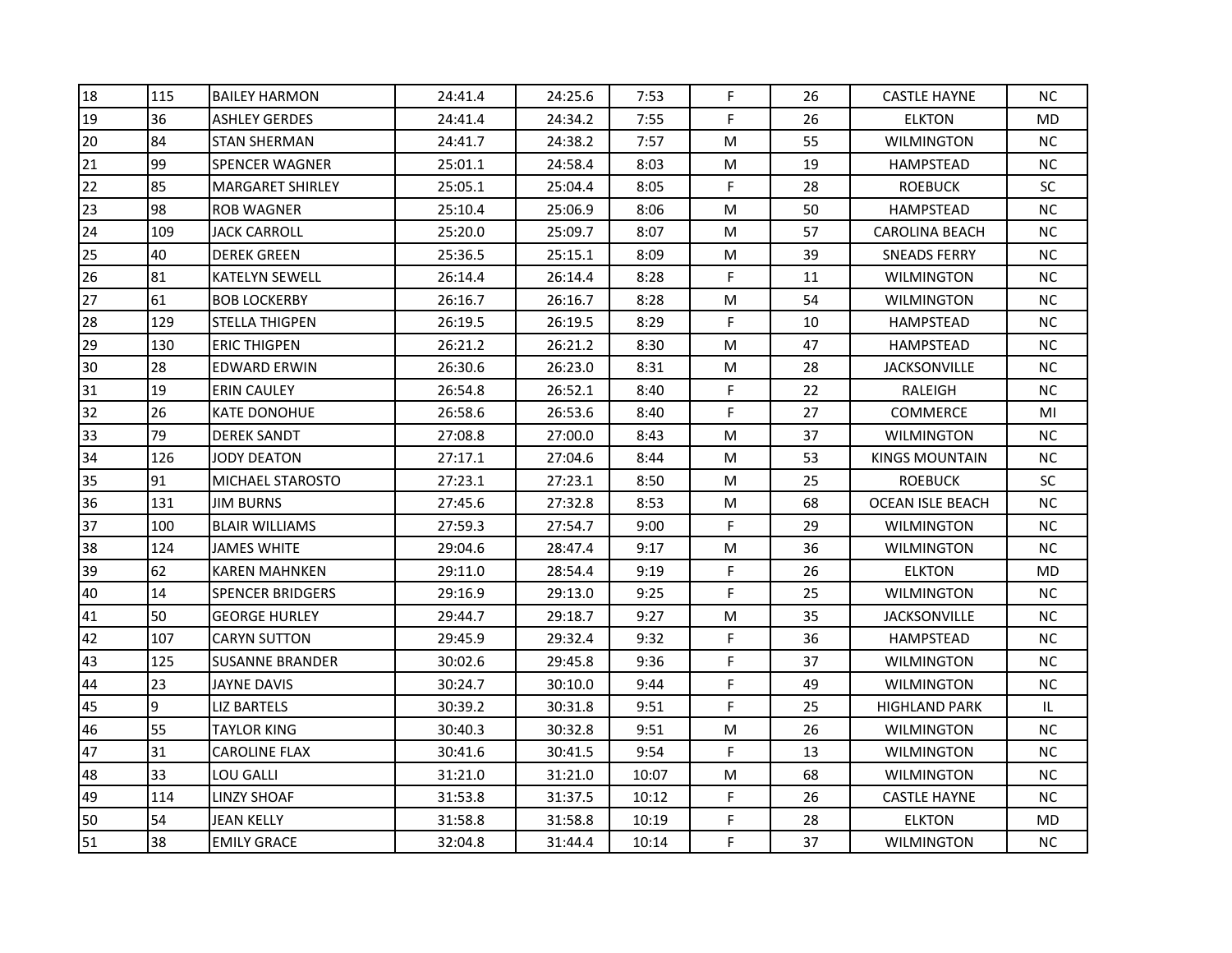| | | | | | | | | | |
|---|---|---|---|---|---|---|---|---|---|
| 18 | 115 | BAILEY HARMON | 24:41.4 | 24:25.6 | 7:53 | F | 26 | CASTLE HAYNE | NC |
| 19 | 36 | ASHLEY GERDES | 24:41.4 | 24:34.2 | 7:55 | F | 26 | ELKTON | MD |
| 20 | 84 | STAN SHERMAN | 24:41.7 | 24:38.2 | 7:57 | M | 55 | WILMINGTON | NC |
| 21 | 99 | SPENCER WAGNER | 25:01.1 | 24:58.4 | 8:03 | M | 19 | HAMPSTEAD | NC |
| 22 | 85 | MARGARET SHIRLEY | 25:05.1 | 25:04.4 | 8:05 | F | 28 | ROEBUCK | SC |
| 23 | 98 | ROB WAGNER | 25:10.4 | 25:06.9 | 8:06 | M | 50 | HAMPSTEAD | NC |
| 24 | 109 | JACK CARROLL | 25:20.0 | 25:09.7 | 8:07 | M | 57 | CAROLINA BEACH | NC |
| 25 | 40 | DEREK GREEN | 25:36.5 | 25:15.1 | 8:09 | M | 39 | SNEADS FERRY | NC |
| 26 | 81 | KATELYN SEWELL | 26:14.4 | 26:14.4 | 8:28 | F | 11 | WILMINGTON | NC |
| 27 | 61 | BOB LOCKERBY | 26:16.7 | 26:16.7 | 8:28 | M | 54 | WILMINGTON | NC |
| 28 | 129 | STELLA THIGPEN | 26:19.5 | 26:19.5 | 8:29 | F | 10 | HAMPSTEAD | NC |
| 29 | 130 | ERIC THIGPEN | 26:21.2 | 26:21.2 | 8:30 | M | 47 | HAMPSTEAD | NC |
| 30 | 28 | EDWARD ERWIN | 26:30.6 | 26:23.0 | 8:31 | M | 28 | JACKSONVILLE | NC |
| 31 | 19 | ERIN CAULEY | 26:54.8 | 26:52.1 | 8:40 | F | 22 | RALEIGH | NC |
| 32 | 26 | KATE DONOHUE | 26:58.6 | 26:53.6 | 8:40 | F | 27 | COMMERCE | MI |
| 33 | 79 | DEREK SANDT | 27:08.8 | 27:00.0 | 8:43 | M | 37 | WILMINGTON | NC |
| 34 | 126 | JODY DEATON | 27:17.1 | 27:04.6 | 8:44 | M | 53 | KINGS MOUNTAIN | NC |
| 35 | 91 | MICHAEL STAROSTO | 27:23.1 | 27:23.1 | 8:50 | M | 25 | ROEBUCK | SC |
| 36 | 131 | JIM BURNS | 27:45.6 | 27:32.8 | 8:53 | M | 68 | OCEAN ISLE BEACH | NC |
| 37 | 100 | BLAIR WILLIAMS | 27:59.3 | 27:54.7 | 9:00 | F | 29 | WILMINGTON | NC |
| 38 | 124 | JAMES WHITE | 29:04.6 | 28:47.4 | 9:17 | M | 36 | WILMINGTON | NC |
| 39 | 62 | KAREN MAHNKEN | 29:11.0 | 28:54.4 | 9:19 | F | 26 | ELKTON | MD |
| 40 | 14 | SPENCER BRIDGERS | 29:16.9 | 29:13.0 | 9:25 | F | 25 | WILMINGTON | NC |
| 41 | 50 | GEORGE HURLEY | 29:44.7 | 29:18.7 | 9:27 | M | 35 | JACKSONVILLE | NC |
| 42 | 107 | CARYN SUTTON | 29:45.9 | 29:32.4 | 9:32 | F | 36 | HAMPSTEAD | NC |
| 43 | 125 | SUSANNE BRANDER | 30:02.6 | 29:45.8 | 9:36 | F | 37 | WILMINGTON | NC |
| 44 | 23 | JAYNE DAVIS | 30:24.7 | 30:10.0 | 9:44 | F | 49 | WILMINGTON | NC |
| 45 | 9 | LIZ BARTELS | 30:39.2 | 30:31.8 | 9:51 | F | 25 | HIGHLAND PARK | IL |
| 46 | 55 | TAYLOR KING | 30:40.3 | 30:32.8 | 9:51 | M | 26 | WILMINGTON | NC |
| 47 | 31 | CAROLINE FLAX | 30:41.6 | 30:41.5 | 9:54 | F | 13 | WILMINGTON | NC |
| 48 | 33 | LOU GALLI | 31:21.0 | 31:21.0 | 10:07 | M | 68 | WILMINGTON | NC |
| 49 | 114 | LINZY SHOAF | 31:53.8 | 31:37.5 | 10:12 | F | 26 | CASTLE HAYNE | NC |
| 50 | 54 | JEAN KELLY | 31:58.8 | 31:58.8 | 10:19 | F | 28 | ELKTON | MD |
| 51 | 38 | EMILY GRACE | 32:04.8 | 31:44.4 | 10:14 | F | 37 | WILMINGTON | NC |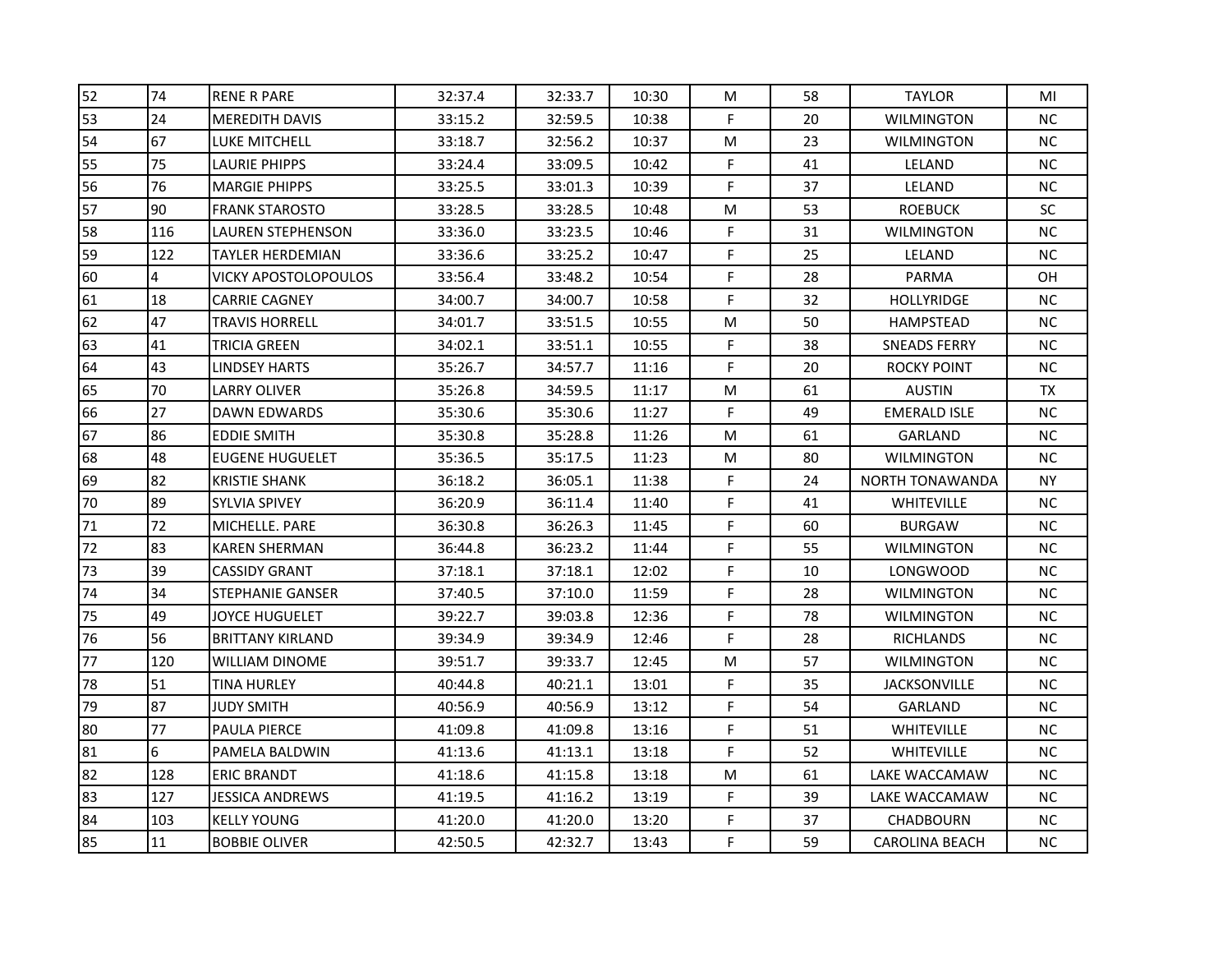| | | | | | | | | | |
|---|---|---|---|---|---|---|---|---|---|
| 52 | 74 | RENE R PARE | 32:37.4 | 32:33.7 | 10:30 | M | 58 | TAYLOR | MI |
| 53 | 24 | MEREDITH DAVIS | 33:15.2 | 32:59.5 | 10:38 | F | 20 | WILMINGTON | NC |
| 54 | 67 | LUKE MITCHELL | 33:18.7 | 32:56.2 | 10:37 | M | 23 | WILMINGTON | NC |
| 55 | 75 | LAURIE PHIPPS | 33:24.4 | 33:09.5 | 10:42 | F | 41 | LELAND | NC |
| 56 | 76 | MARGIE PHIPPS | 33:25.5 | 33:01.3 | 10:39 | F | 37 | LELAND | NC |
| 57 | 90 | FRANK STAROSTO | 33:28.5 | 33:28.5 | 10:48 | M | 53 | ROEBUCK | SC |
| 58 | 116 | LAUREN STEPHENSON | 33:36.0 | 33:23.5 | 10:46 | F | 31 | WILMINGTON | NC |
| 59 | 122 | TAYLER HERDEMIAN | 33:36.6 | 33:25.2 | 10:47 | F | 25 | LELAND | NC |
| 60 | 4 | VICKY APOSTOLOPOULOS | 33:56.4 | 33:48.2 | 10:54 | F | 28 | PARMA | OH |
| 61 | 18 | CARRIE CAGNEY | 34:00.7 | 34:00.7 | 10:58 | F | 32 | HOLLYRIDGE | NC |
| 62 | 47 | TRAVIS HORRELL | 34:01.7 | 33:51.5 | 10:55 | M | 50 | HAMPSTEAD | NC |
| 63 | 41 | TRICIA GREEN | 34:02.1 | 33:51.1 | 10:55 | F | 38 | SNEADS FERRY | NC |
| 64 | 43 | LINDSEY HARTS | 35:26.7 | 34:57.7 | 11:16 | F | 20 | ROCKY POINT | NC |
| 65 | 70 | LARRY OLIVER | 35:26.8 | 34:59.5 | 11:17 | M | 61 | AUSTIN | TX |
| 66 | 27 | DAWN EDWARDS | 35:30.6 | 35:30.6 | 11:27 | F | 49 | EMERALD ISLE | NC |
| 67 | 86 | EDDIE SMITH | 35:30.8 | 35:28.8 | 11:26 | M | 61 | GARLAND | NC |
| 68 | 48 | EUGENE HUGUELET | 35:36.5 | 35:17.5 | 11:23 | M | 80 | WILMINGTON | NC |
| 69 | 82 | KRISTIE SHANK | 36:18.2 | 36:05.1 | 11:38 | F | 24 | NORTH TONAWANDA | NY |
| 70 | 89 | SYLVIA SPIVEY | 36:20.9 | 36:11.4 | 11:40 | F | 41 | WHITEVILLE | NC |
| 71 | 72 | MICHELLE. PARE | 36:30.8 | 36:26.3 | 11:45 | F | 60 | BURGAW | NC |
| 72 | 83 | KAREN SHERMAN | 36:44.8 | 36:23.2 | 11:44 | F | 55 | WILMINGTON | NC |
| 73 | 39 | CASSIDY GRANT | 37:18.1 | 37:18.1 | 12:02 | F | 10 | LONGWOOD | NC |
| 74 | 34 | STEPHANIE GANSER | 37:40.5 | 37:10.0 | 11:59 | F | 28 | WILMINGTON | NC |
| 75 | 49 | JOYCE HUGUELET | 39:22.7 | 39:03.8 | 12:36 | F | 78 | WILMINGTON | NC |
| 76 | 56 | BRITTANY KIRLAND | 39:34.9 | 39:34.9 | 12:46 | F | 28 | RICHLANDS | NC |
| 77 | 120 | WILLIAM DINOME | 39:51.7 | 39:33.7 | 12:45 | M | 57 | WILMINGTON | NC |
| 78 | 51 | TINA HURLEY | 40:44.8 | 40:21.1 | 13:01 | F | 35 | JACKSONVILLE | NC |
| 79 | 87 | JUDY SMITH | 40:56.9 | 40:56.9 | 13:12 | F | 54 | GARLAND | NC |
| 80 | 77 | PAULA PIERCE | 41:09.8 | 41:09.8 | 13:16 | F | 51 | WHITEVILLE | NC |
| 81 | 6 | PAMELA BALDWIN | 41:13.6 | 41:13.1 | 13:18 | F | 52 | WHITEVILLE | NC |
| 82 | 128 | ERIC BRANDT | 41:18.6 | 41:15.8 | 13:18 | M | 61 | LAKE WACCAMAW | NC |
| 83 | 127 | JESSICA ANDREWS | 41:19.5 | 41:16.2 | 13:19 | F | 39 | LAKE WACCAMAW | NC |
| 84 | 103 | KELLY YOUNG | 41:20.0 | 41:20.0 | 13:20 | F | 37 | CHADBOURN | NC |
| 85 | 11 | BOBBIE OLIVER | 42:50.5 | 42:32.7 | 13:43 | F | 59 | CAROLINA BEACH | NC |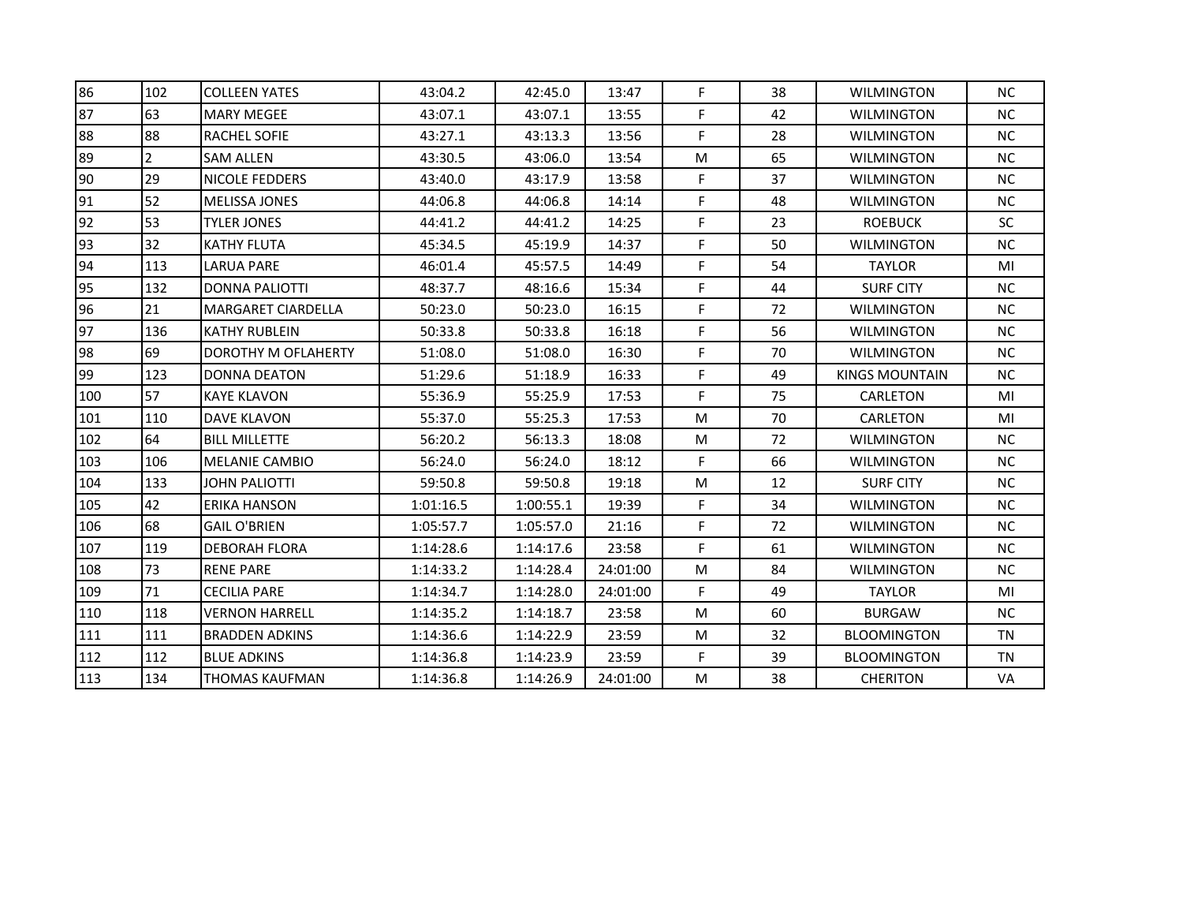| | | | | | | | | | |
|---|---|---|---|---|---|---|---|---|---|
| 86 | 102 | COLLEEN YATES | 43:04.2 | 42:45.0 | 13:47 | F | 38 | WILMINGTON | NC |
| 87 | 63 | MARY MEGEE | 43:07.1 | 43:07.1 | 13:55 | F | 42 | WILMINGTON | NC |
| 88 | 88 | RACHEL SOFIE | 43:27.1 | 43:13.3 | 13:56 | F | 28 | WILMINGTON | NC |
| 89 | 2 | SAM ALLEN | 43:30.5 | 43:06.0 | 13:54 | M | 65 | WILMINGTON | NC |
| 90 | 29 | NICOLE FEDDERS | 43:40.0 | 43:17.9 | 13:58 | F | 37 | WILMINGTON | NC |
| 91 | 52 | MELISSA JONES | 44:06.8 | 44:06.8 | 14:14 | F | 48 | WILMINGTON | NC |
| 92 | 53 | TYLER JONES | 44:41.2 | 44:41.2 | 14:25 | F | 23 | ROEBUCK | SC |
| 93 | 32 | KATHY FLUTA | 45:34.5 | 45:19.9 | 14:37 | F | 50 | WILMINGTON | NC |
| 94 | 113 | LARUA PARE | 46:01.4 | 45:57.5 | 14:49 | F | 54 | TAYLOR | MI |
| 95 | 132 | DONNA PALIOTTI | 48:37.7 | 48:16.6 | 15:34 | F | 44 | SURF CITY | NC |
| 96 | 21 | MARGARET CIARDELLA | 50:23.0 | 50:23.0 | 16:15 | F | 72 | WILMINGTON | NC |
| 97 | 136 | KATHY RUBLEIN | 50:33.8 | 50:33.8 | 16:18 | F | 56 | WILMINGTON | NC |
| 98 | 69 | DOROTHY M OFLAHERTY | 51:08.0 | 51:08.0 | 16:30 | F | 70 | WILMINGTON | NC |
| 99 | 123 | DONNA DEATON | 51:29.6 | 51:18.9 | 16:33 | F | 49 | KINGS MOUNTAIN | NC |
| 100 | 57 | KAYE KLAVON | 55:36.9 | 55:25.9 | 17:53 | F | 75 | CARLETON | MI |
| 101 | 110 | DAVE KLAVON | 55:37.0 | 55:25.3 | 17:53 | M | 70 | CARLETON | MI |
| 102 | 64 | BILL MILLETTE | 56:20.2 | 56:13.3 | 18:08 | M | 72 | WILMINGTON | NC |
| 103 | 106 | MELANIE CAMBIO | 56:24.0 | 56:24.0 | 18:12 | F | 66 | WILMINGTON | NC |
| 104 | 133 | JOHN PALIOTTI | 59:50.8 | 59:50.8 | 19:18 | M | 12 | SURF CITY | NC |
| 105 | 42 | ERIKA HANSON | 1:01:16.5 | 1:00:55.1 | 19:39 | F | 34 | WILMINGTON | NC |
| 106 | 68 | GAIL O'BRIEN | 1:05:57.7 | 1:05:57.0 | 21:16 | F | 72 | WILMINGTON | NC |
| 107 | 119 | DEBORAH FLORA | 1:14:28.6 | 1:14:17.6 | 23:58 | F | 61 | WILMINGTON | NC |
| 108 | 73 | RENE PARE | 1:14:33.2 | 1:14:28.4 | 24:01:00 | M | 84 | WILMINGTON | NC |
| 109 | 71 | CECILIA PARE | 1:14:34.7 | 1:14:28.0 | 24:01:00 | F | 49 | TAYLOR | MI |
| 110 | 118 | VERNON HARRELL | 1:14:35.2 | 1:14:18.7 | 23:58 | M | 60 | BURGAW | NC |
| 111 | 111 | BRADDEN ADKINS | 1:14:36.6 | 1:14:22.9 | 23:59 | M | 32 | BLOOMINGTON | TN |
| 112 | 112 | BLUE ADKINS | 1:14:36.8 | 1:14:23.9 | 23:59 | F | 39 | BLOOMINGTON | TN |
| 113 | 134 | THOMAS KAUFMAN | 1:14:36.8 | 1:14:26.9 | 24:01:00 | M | 38 | CHERITON | VA |